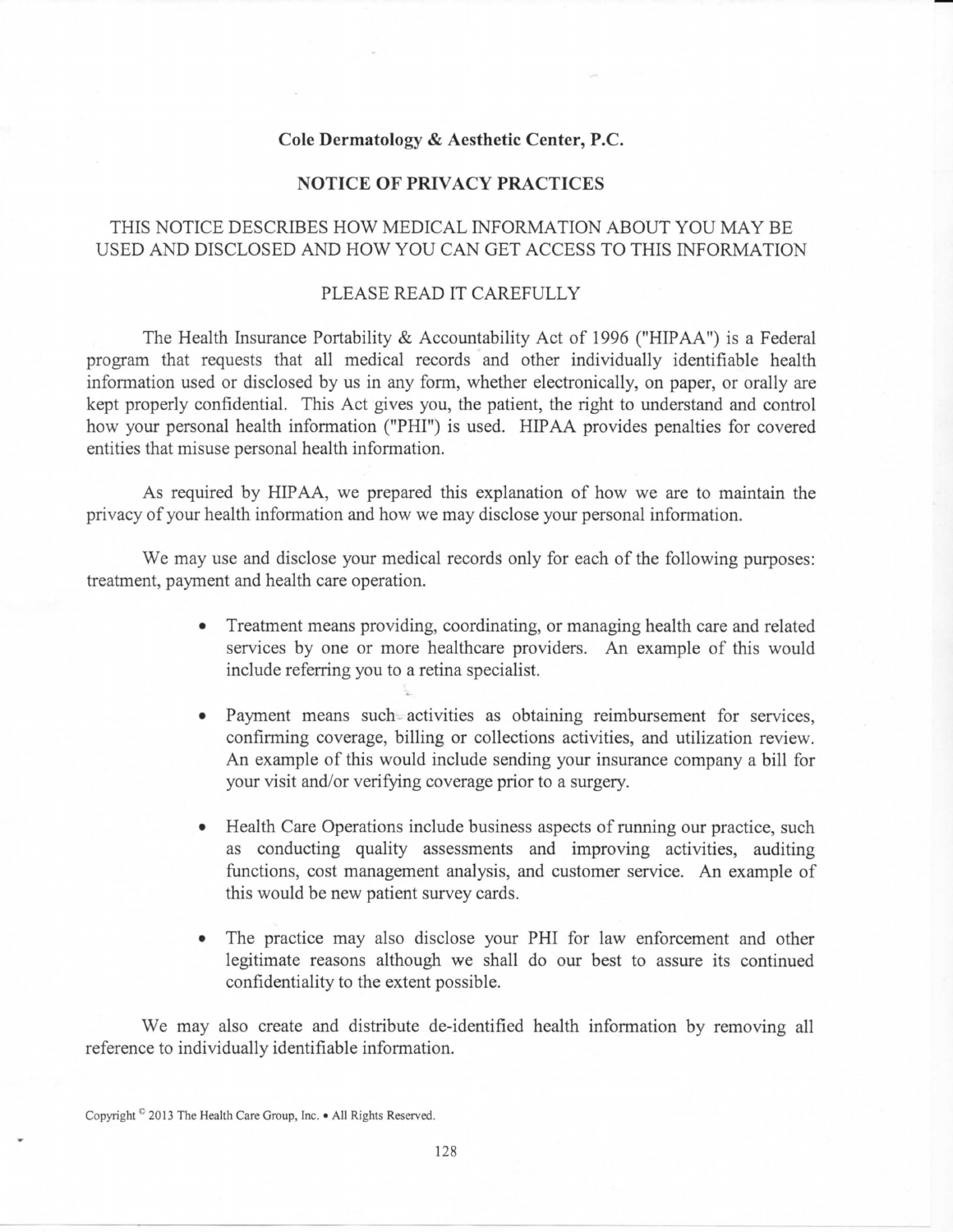# Cole Dermatology & Aesthetic Center, P.C.

## NOTICE OF PRIVACY PRACTICES

### THIS NOTICE DESCRIBES HOW MEDICAL INFORMATION ABOUT YOU MAY BE USED AND DISCLOSED AND HOW YOU CAN GET ACCESS TO THIS INFORMATION

### PLEASE READ IT CAREFULLY

The Health Insurance Portability & Accountability Act of 1996 ("HIPAA") is a Federal program that requests that all medical records and other individually identifiable health information used or disclosed by us in any form, whether electronically, on paper, or orally are kept properly confidential. This Act gives you, the patient, the right to understand and control how your personal health information ("PHI") is used. HIPAA provides penalties for covered entities that misuse personal health information.

As required by HIPAA, we prepared this explanation of how we are to maintain the privacy of your health information and how we may disclose your personal information.

We may use and disclose your medical records only for each of the following purposes: treatment, payment and health care operation.

- Treatment means providing, coordinating, or managing health care and related services by one or more healthcare providers. An example of this would include referring you to a retina specialist.
- Payment means such activities as obtaining reimbursement for services, confirming coverage, billing or collections activities, and utilization review. An example of this would include sending your insurance company a bill for your visit and/or verifying coverage prior to a surgery.
- Health Care Operations include business aspects of running our practice, such as conducting quality assessments and improving activities, auditing functions, cost management analysis, and customer service. An example of this would be new patient survey cards.
- The practice may also disclose your PHI for law enforcement and other legitimate reasons although we shall do our best to assure its continued confidentiality to the extent possible.

We may also create and distribute de-identified health information by removing all reference to individually identifiable information.

Copyright © 2013 The Health Care Group, Inc. • All Rights Reserved.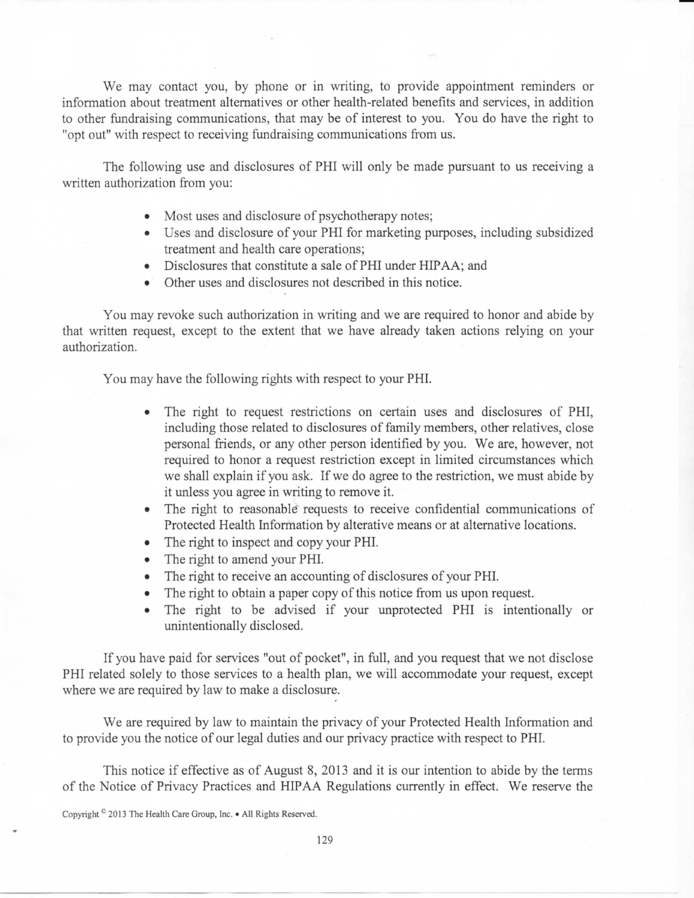We may contact you, by phone or in writing, to provide appointment reminders or information about treatment alternatives or other health-related benefits and services, in addition to other fundraising communications, that may be of interest to you. You do have the right to "opt out" with respect to receiving fundraising communications from us.

The following use and disclosures of PHI will only be made pursuant to us receiving a written authorization from you:

- Most uses and disclosure of psychotherapy notes;
- Uses and disclosure of your PHI for marketing purposes, including subsidized treatment and health care operations;
- Disclosures that constitute a sale of PHI under HIPAA; and
- Other uses and disclosures not described in this notice.

You may revoke such authorization in writing and we are required to honor and abide by that written request, except to the extent that we have already taken actions relying on your authorization.

You may have the following rights with respect to your PHI.

- The right to request restrictions on certain uses and disclosures of PHI, including those related to disclosures of family members, other relatives, close personal friends, or any other person identified by you. We are, however, not required to honor a request restriction except in limited circumstances which we shall explain if you ask. If we do agree to the restriction, we must abide by it unless you agree in writing to remove it.
- The right to reasonable requests to receive confidential communications of Protected Health Information by alterative means or at alternative locations.
- The right to inspect and copy your PHI.
- The right to amend your PHI.
- The right to receive an accounting of disclosures of your PHI.
- The right to obtain a paper copy of this notice from us upon request.
- The right to be advised if your unprotected PHI is intentionally or unintentionally disclosed.

If you have paid for services "out of pocket", in full, and you request that we not disclose PHI related solely to those services to a health plan, we will accommodate your request, except where we are required by law to make a disclosure.

We are required by law to maintain the privacy of your Protected Health Information and to provide you the notice of our legal duties and our privacy practice with respect to PHI.

This notice if effective as of August 8, 2013 and it is our intention to abide by the terms of the Notice of Privacy Practices and HIPAA Regulations currently in effect. We reserve the

Copyright © 2013 The Health Care Group, Inc. • All Rights Reserved.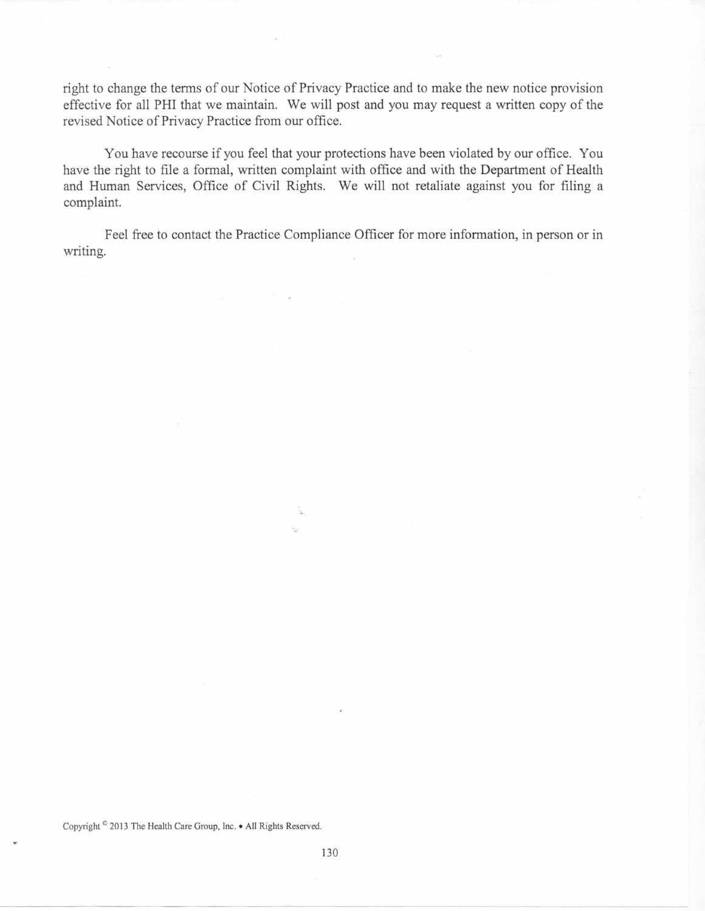right to change the terms of our Notice of Privacy Practice and to make the new notice provision effective for all PHI that we maintain. We will post and you may request a written copy of the revised Notice of Privacy Practice from our office.

You have recourse if you feel that your protections have been violated by our office. You have the right to file a formal, written complaint with office and with the Department of Health and Human Services, Office of Civil Rights. We will not retaliate against you for filing a complaint.

Feel free to contact the Practice Compliance Officer for more information, in person or in writing.